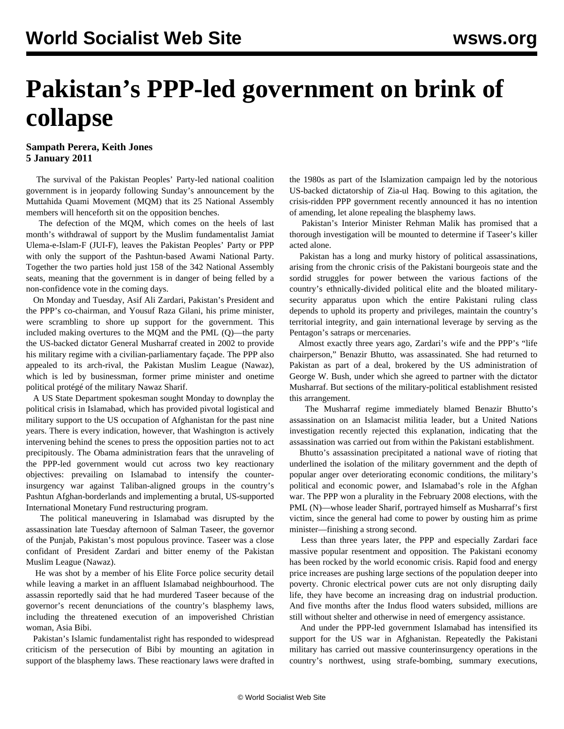# Pakistan's PPP-led government on brink of collapse

**Sampath Perera, Keith Jones**
**5 January 2011**

The survival of the Pakistan Peoples' Party-led national coalition government is in jeopardy following Sunday's announcement by the Muttahida Quami Movement (MQM) that its 25 National Assembly members will henceforth sit on the opposition benches.

The defection of the MQM, which comes on the heels of last month's withdrawal of support by the Muslim fundamentalist Jamiat Ulema-e-Islam-F (JUI-F), leaves the Pakistan Peoples' Party or PPP with only the support of the Pashtun-based Awami National Party. Together the two parties hold just 158 of the 342 National Assembly seats, meaning that the government is in danger of being felled by a non-confidence vote in the coming days.

On Monday and Tuesday, Asif Ali Zardari, Pakistan's President and the PPP's co-chairman, and Yousuf Raza Gilani, his prime minister, were scrambling to shore up support for the government. This included making overtures to the MQM and the PML (Q)—the party the US-backed dictator General Musharraf created in 2002 to provide his military regime with a civilian-parliamentary façade. The PPP also appealed to its arch-rival, the Pakistan Muslim League (Nawaz), which is led by businessman, former prime minister and onetime political protégé of the military Nawaz Sharif.

A US State Department spokesman sought Monday to downplay the political crisis in Islamabad, which has provided pivotal logistical and military support to the US occupation of Afghanistan for the past nine years. There is every indication, however, that Washington is actively intervening behind the scenes to press the opposition parties not to act precipitously. The Obama administration fears that the unraveling of the PPP-led government would cut across two key reactionary objectives: prevailing on Islamabad to intensify the counter-insurgency war against Taliban-aligned groups in the country's Pashtun Afghan-borderlands and implementing a brutal, US-supported International Monetary Fund restructuring program.

The political maneuvering in Islamabad was disrupted by the assassination late Tuesday afternoon of Salman Taseer, the governor of the Punjab, Pakistan's most populous province. Taseer was a close confidant of President Zardari and bitter enemy of the Pakistan Muslim League (Nawaz).

He was shot by a member of his Elite Force police security detail while leaving a market in an affluent Islamabad neighbourhood. The assassin reportedly said that he had murdered Taseer because of the governor's recent denunciations of the country's blasphemy laws, including the threatened execution of an impoverished Christian woman, Asia Bibi.

Pakistan's Islamic fundamentalist right has responded to widespread criticism of the persecution of Bibi by mounting an agitation in support of the blasphemy laws. These reactionary laws were drafted in the 1980s as part of the Islamization campaign led by the notorious US-backed dictatorship of Zia-ul Haq. Bowing to this agitation, the crisis-ridden PPP government recently announced it has no intention of amending, let alone repealing the blasphemy laws.

Pakistan's Interior Minister Rehman Malik has promised that a thorough investigation will be mounted to determine if Taseer's killer acted alone.

Pakistan has a long and murky history of political assassinations, arising from the chronic crisis of the Pakistani bourgeois state and the sordid struggles for power between the various factions of the country's ethnically-divided political elite and the bloated military-security apparatus upon which the entire Pakistani ruling class depends to uphold its property and privileges, maintain the country's territorial integrity, and gain international leverage by serving as the Pentagon's satraps or mercenaries.

Almost exactly three years ago, Zardari's wife and the PPP's "life chairperson," Benazir Bhutto, was assassinated. She had returned to Pakistan as part of a deal, brokered by the US administration of George W. Bush, under which she agreed to partner with the dictator Musharraf. But sections of the military-political establishment resisted this arrangement.

The Musharraf regime immediately blamed Benazir Bhutto's assassination on an Islamacist militia leader, but a United Nations investigation recently rejected this explanation, indicating that the assassination was carried out from within the Pakistani establishment.

Bhutto's assassination precipitated a national wave of rioting that underlined the isolation of the military government and the depth of popular anger over deteriorating economic conditions, the military's political and economic power, and Islamabad's role in the Afghan war. The PPP won a plurality in the February 2008 elections, with the PML (N)—whose leader Sharif, portrayed himself as Musharraf's first victim, since the general had come to power by ousting him as prime minister—finishing a strong second.

Less than three years later, the PPP and especially Zardari face massive popular resentment and opposition. The Pakistani economy has been rocked by the world economic crisis. Rapid food and energy price increases are pushing large sections of the population deeper into poverty. Chronic electrical power cuts are not only disrupting daily life, they have become an increasing drag on industrial production. And five months after the Indus flood waters subsided, millions are still without shelter and otherwise in need of emergency assistance.

And under the PPP-led government Islamabad has intensified its support for the US war in Afghanistan. Repeatedly the Pakistani military has carried out massive counterinsurgency operations in the country's northwest, using strafe-bombing, summary executions,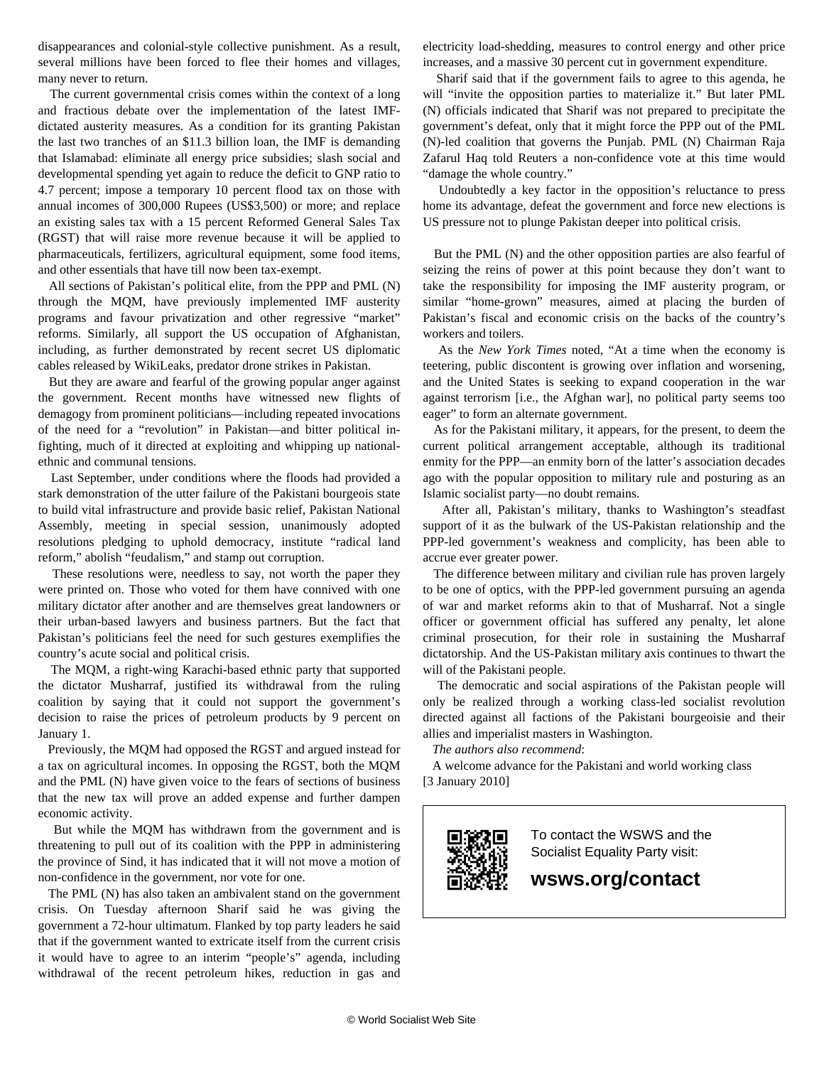disappearances and colonial-style collective punishment. As a result, several millions have been forced to flee their homes and villages, many never to return.

The current governmental crisis comes within the context of a long and fractious debate over the implementation of the latest IMF-dictated austerity measures. As a condition for its granting Pakistan the last two tranches of an $11.3 billion loan, the IMF is demanding that Islamabad: eliminate all energy price subsidies; slash social and developmental spending yet again to reduce the deficit to GNP ratio to 4.7 percent; impose a temporary 10 percent flood tax on those with annual incomes of 300,000 Rupees (US$3,500) or more; and replace an existing sales tax with a 15 percent Reformed General Sales Tax (RGST) that will raise more revenue because it will be applied to pharmaceuticals, fertilizers, agricultural equipment, some food items, and other essentials that have till now been tax-exempt.

All sections of Pakistan's political elite, from the PPP and PML (N) through the MQM, have previously implemented IMF austerity programs and favour privatization and other regressive "market" reforms. Similarly, all support the US occupation of Afghanistan, including, as further demonstrated by recent secret US diplomatic cables released by WikiLeaks, predator drone strikes in Pakistan.

But they are aware and fearful of the growing popular anger against the government. Recent months have witnessed new flights of demagogy from prominent politicians—including repeated invocations of the need for a "revolution" in Pakistan—and bitter political in-fighting, much of it directed at exploiting and whipping up national-ethnic and communal tensions.

Last September, under conditions where the floods had provided a stark demonstration of the utter failure of the Pakistani bourgeois state to build vital infrastructure and provide basic relief, Pakistan National Assembly, meeting in special session, unanimously adopted resolutions pledging to uphold democracy, institute "radical land reform," abolish "feudalism," and stamp out corruption.

These resolutions were, needless to say, not worth the paper they were printed on. Those who voted for them have connived with one military dictator after another and are themselves great landowners or their urban-based lawyers and business partners. But the fact that Pakistan's politicians feel the need for such gestures exemplifies the country's acute social and political crisis.

The MQM, a right-wing Karachi-based ethnic party that supported the dictator Musharraf, justified its withdrawal from the ruling coalition by saying that it could not support the government's decision to raise the prices of petroleum products by 9 percent on January 1.

Previously, the MQM had opposed the RGST and argued instead for a tax on agricultural incomes. In opposing the RGST, both the MQM and the PML (N) have given voice to the fears of sections of business that the new tax will prove an added expense and further dampen economic activity.

But while the MQM has withdrawn from the government and is threatening to pull out of its coalition with the PPP in administering the province of Sind, it has indicated that it will not move a motion of non-confidence in the government, nor vote for one.

The PML (N) has also taken an ambivalent stand on the government crisis. On Tuesday afternoon Sharif said he was giving the government a 72-hour ultimatum. Flanked by top party leaders he said that if the government wanted to extricate itself from the current crisis it would have to agree to an interim "people's" agenda, including withdrawal of the recent petroleum hikes, reduction in gas and electricity load-shedding, measures to control energy and other price increases, and a massive 30 percent cut in government expenditure.

Sharif said that if the government fails to agree to this agenda, he will "invite the opposition parties to materialize it." But later PML (N) officials indicated that Sharif was not prepared to precipitate the government's defeat, only that it might force the PPP out of the PML (N)-led coalition that governs the Punjab. PML (N) Chairman Raja Zafarul Haq told Reuters a non-confidence vote at this time would "damage the whole country."

Undoubtedly a key factor in the opposition's reluctance to press home its advantage, defeat the government and force new elections is US pressure not to plunge Pakistan deeper into political crisis.

But the PML (N) and the other opposition parties are also fearful of seizing the reins of power at this point because they don't want to take the responsibility for imposing the IMF austerity program, or similar "home-grown" measures, aimed at placing the burden of Pakistan's fiscal and economic crisis on the backs of the country's workers and toilers.

As the *New York Times* noted, "At a time when the economy is teetering, public discontent is growing over inflation and worsening, and the United States is seeking to expand cooperation in the war against terrorism [i.e., the Afghan war], no political party seems too eager" to form an alternate government.

As for the Pakistani military, it appears, for the present, to deem the current political arrangement acceptable, although its traditional enmity for the PPP—an enmity born of the latter's association decades ago with the popular opposition to military rule and posturing as an Islamic socialist party—no doubt remains.

After all, Pakistan's military, thanks to Washington's steadfast support of it as the bulwark of the US-Pakistan relationship and the PPP-led government's weakness and complicity, has been able to accrue ever greater power.

The difference between military and civilian rule has proven largely to be one of optics, with the PPP-led government pursuing an agenda of war and market reforms akin to that of Musharraf. Not a single officer or government official has suffered any penalty, let alone criminal prosecution, for their role in sustaining the Musharraf dictatorship. And the US-Pakistan military axis continues to thwart the will of the Pakistani people.

The democratic and social aspirations of the Pakistan people will only be realized through a working class-led socialist revolution directed against all factions of the Pakistani bourgeoisie and their allies and imperialist masters in Washington.

*The authors also recommend*:

A welcome advance for the Pakistani and world working class
[3 January 2010]

To contact the WSWS and the Socialist Equality Party visit:

**wsws.org/contact**